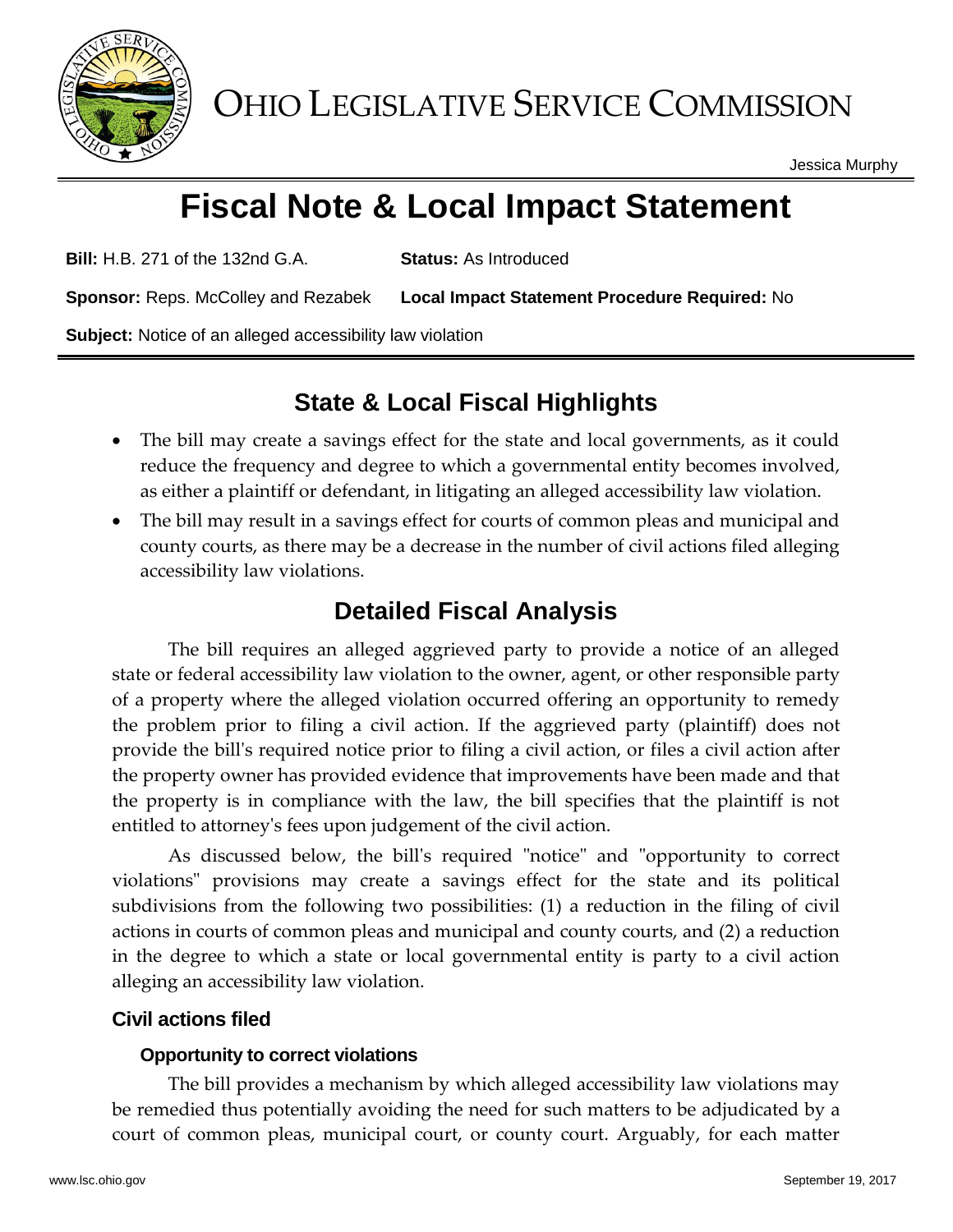# OHIO LEGISLATIVE SERVICE COMMISSION

Jessica Murphy

# Fiscal Note & Local Impact Statement

**Bill:** H.B. 271 of the 132nd G.A. **Status:** As Introduced

**Sponsor:** Reps. McColley and Rezabek **Local Impact Statement Procedure Required:** No

**Subject:** Notice of an alleged accessibility law violation

## State & Local Fiscal Highlights

- The bill may create a savings effect for the state and local governments, as it could reduce the frequency and degree to which a governmental entity becomes involved, as either a plaintiff or defendant, in litigating an alleged accessibility law violation.
- The bill may result in a savings effect for courts of common pleas and municipal and county courts, as there may be a decrease in the number of civil actions filed alleging accessibility law violations.

## Detailed Fiscal Analysis

The bill requires an alleged aggrieved party to provide a notice of an alleged state or federal accessibility law violation to the owner, agent, or other responsible party of a property where the alleged violation occurred offering an opportunity to remedy the problem prior to filing a civil action. If the aggrieved party (plaintiff) does not provide the bill's required notice prior to filing a civil action, or files a civil action after the property owner has provided evidence that improvements have been made and that the property is in compliance with the law, the bill specifies that the plaintiff is not entitled to attorney's fees upon judgement of the civil action.

As discussed below, the bill's required "notice" and "opportunity to correct violations" provisions may create a savings effect for the state and its political subdivisions from the following two possibilities: (1) a reduction in the filing of civil actions in courts of common pleas and municipal and county courts, and (2) a reduction in the degree to which a state or local governmental entity is party to a civil action alleging an accessibility law violation.

### Civil actions filed

#### Opportunity to correct violations

The bill provides a mechanism by which alleged accessibility law violations may be remedied thus potentially avoiding the need for such matters to be adjudicated by a court of common pleas, municipal court, or county court. Arguably, for each matter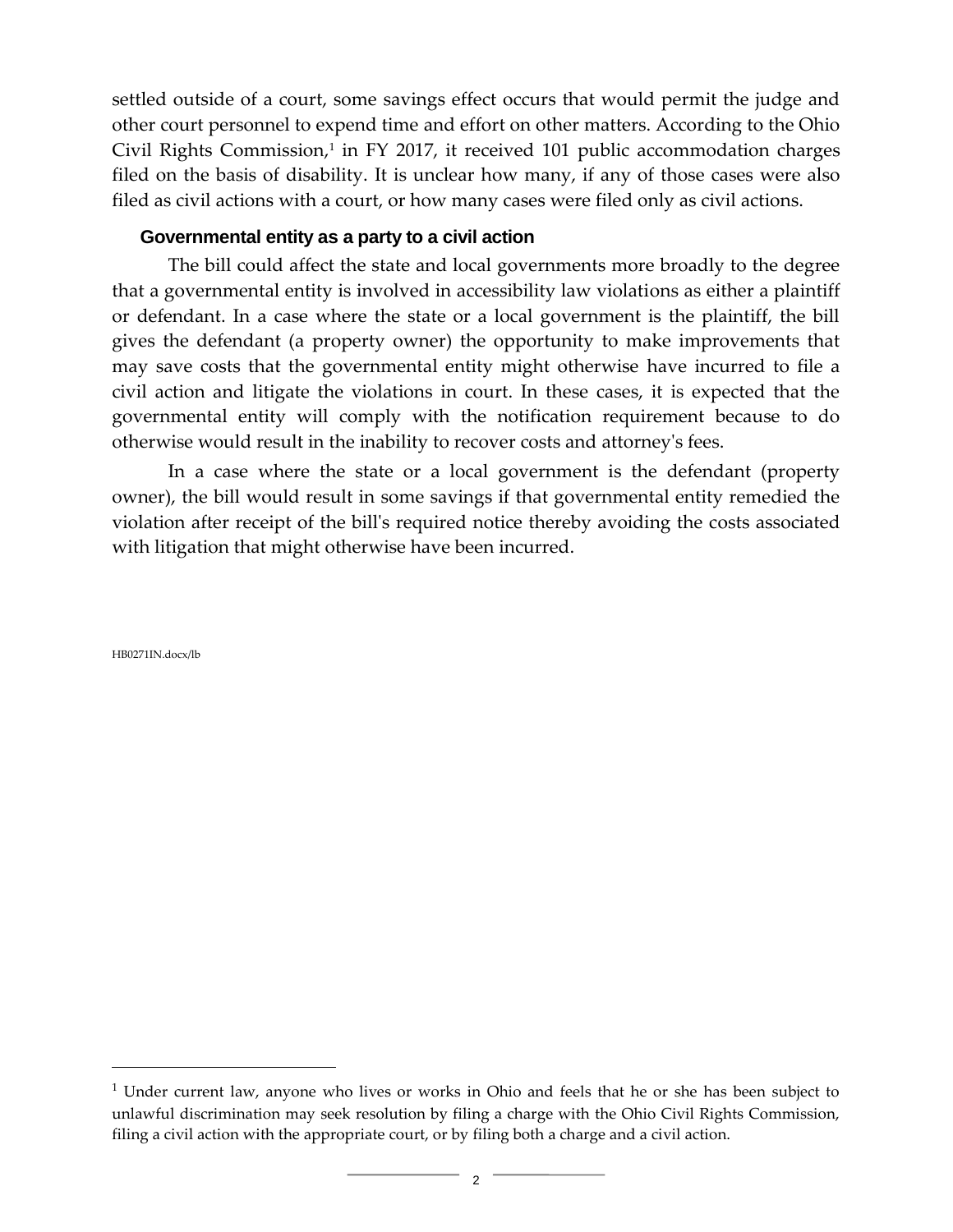settled outside of a court, some savings effect occurs that would permit the judge and other court personnel to expend time and effort on other matters. According to the Ohio Civil Rights Commission,[1] in FY 2017, it received 101 public accommodation charges filed on the basis of disability. It is unclear how many, if any of those cases were also filed as civil actions with a court, or how many cases were filed only as civil actions.

### Governmental entity as a party to a civil action

The bill could affect the state and local governments more broadly to the degree that a governmental entity is involved in accessibility law violations as either a plaintiff or defendant. In a case where the state or a local government is the plaintiff, the bill gives the defendant (a property owner) the opportunity to make improvements that may save costs that the governmental entity might otherwise have incurred to file a civil action and litigate the violations in court. In these cases, it is expected that the governmental entity will comply with the notification requirement because to do otherwise would result in the inability to recover costs and attorney's fees.

In a case where the state or a local government is the defendant (property owner), the bill would result in some savings if that governmental entity remedied the violation after receipt of the bill's required notice thereby avoiding the costs associated with litigation that might otherwise have been incurred.

HB0271IN.docx/lb

---

[1] Under current law, anyone who lives or works in Ohio and feels that he or she has been subject to unlawful discrimination may seek resolution by filing a charge with the Ohio Civil Rights Commission, filing a civil action with the appropriate court, or by filing both a charge and a civil action.